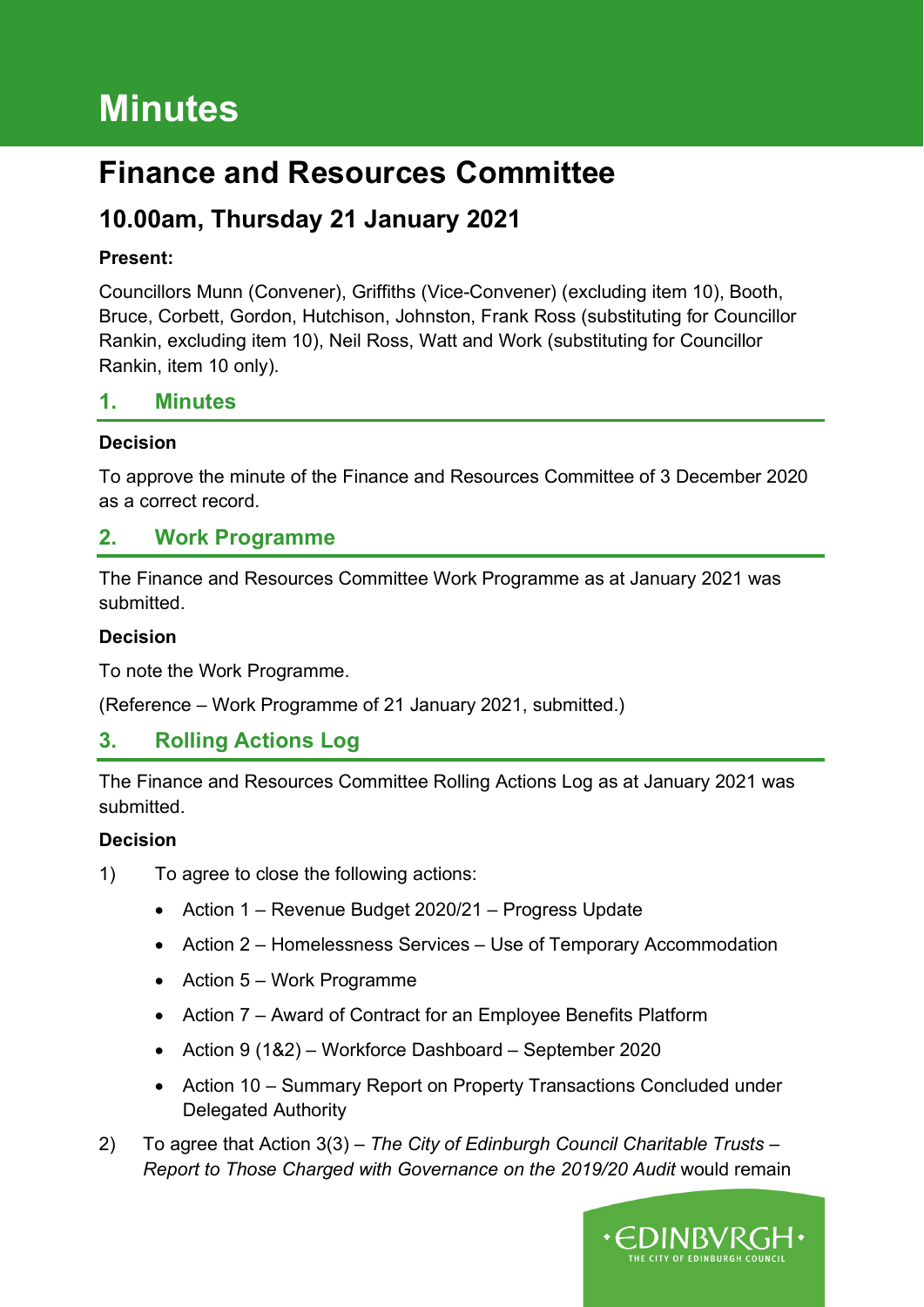# Minutes

# Finance and Resources Committee

## 10.00am, Thursday 21 January 2021

**Present:**

Councillors Munn (Convener), Griffiths (Vice-Convener) (excluding item 10), Booth, Bruce, Corbett, Gordon, Hutchison, Johnston, Frank Ross (substituting for Councillor Rankin, excluding item 10), Neil Ross, Watt and Work (substituting for Councillor Rankin, item 10 only).

### 1. Minutes

**Decision**

To approve the minute of the Finance and Resources Committee of 3 December 2020 as a correct record.

### 2. Work Programme

The Finance and Resources Committee Work Programme as at January 2021 was submitted.

**Decision**

To note the Work Programme.

(Reference – Work Programme of 21 January 2021, submitted.)

### 3. Rolling Actions Log

The Finance and Resources Committee Rolling Actions Log as at January 2021 was submitted.

**Decision**

1) To agree to close the following actions:
   - Action 1 – Revenue Budget 2020/21 – Progress Update
   - Action 2 – Homelessness Services – Use of Temporary Accommodation
   - Action 5 – Work Programme
   - Action 7 – Award of Contract for an Employee Benefits Platform
   - Action 9 (1&2) – Workforce Dashboard – September 2020
   - Action 10 – Summary Report on Property Transactions Concluded under Delegated Authority

2) To agree that Action 3(3) – *The City of Edinburgh Council Charitable Trusts – Report to Those Charged with Governance on the 2019/20 Audit* would remain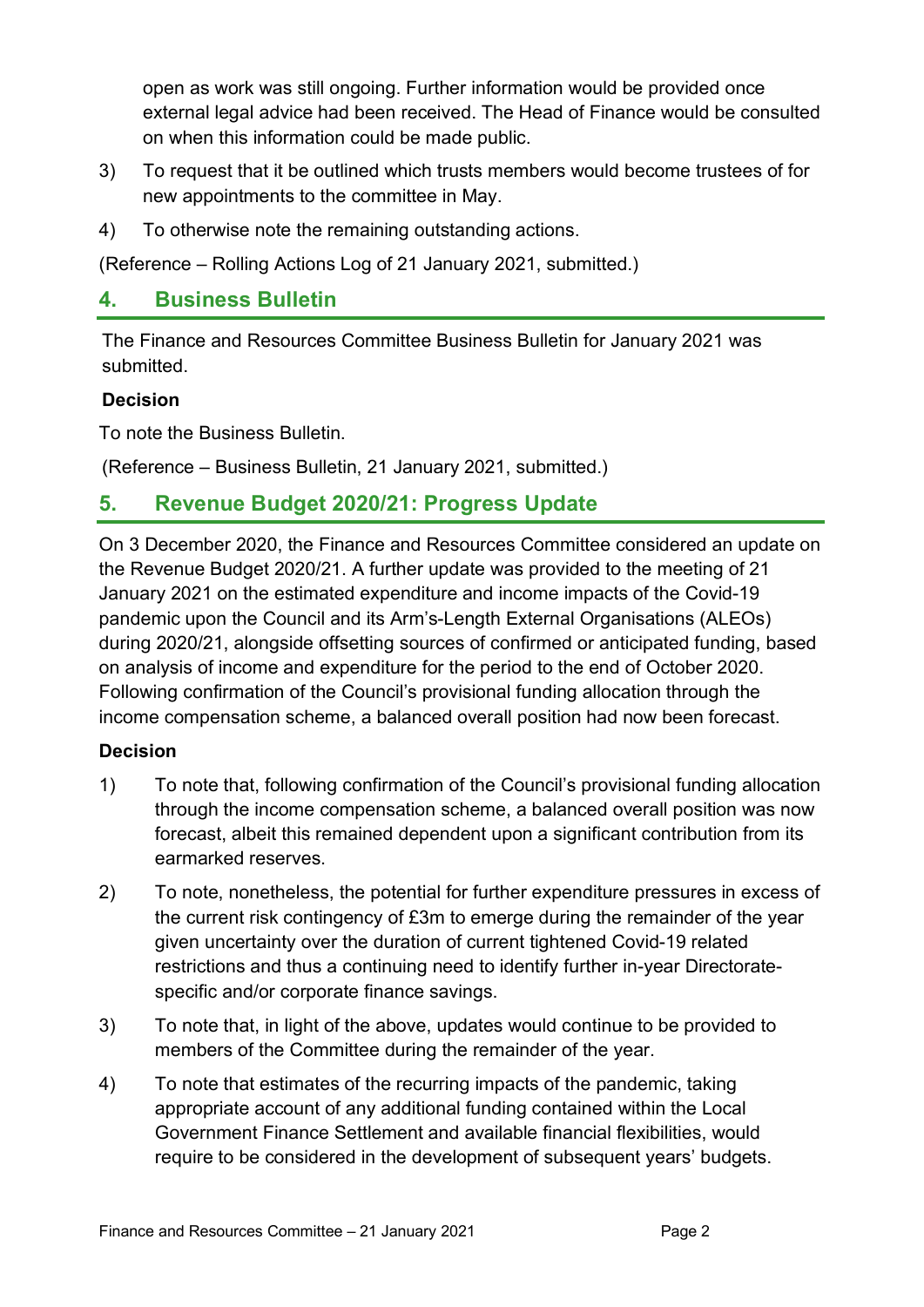open as work was still ongoing. Further information would be provided once external legal advice had been received. The Head of Finance would be consulted on when this information could be made public.

3) To request that it be outlined which trusts members would become trustees of for new appointments to the committee in May.

4) To otherwise note the remaining outstanding actions.

(Reference – Rolling Actions Log of 21 January 2021, submitted.)

## 4. Business Bulletin

The Finance and Resources Committee Business Bulletin for January 2021 was submitted.

**Decision**

To note the Business Bulletin.

(Reference – Business Bulletin, 21 January 2021, submitted.)

## 5. Revenue Budget 2020/21: Progress Update

On 3 December 2020, the Finance and Resources Committee considered an update on the Revenue Budget 2020/21. A further update was provided to the meeting of 21 January 2021 on the estimated expenditure and income impacts of the Covid-19 pandemic upon the Council and its Arm's-Length External Organisations (ALEOs) during 2020/21, alongside offsetting sources of confirmed or anticipated funding, based on analysis of income and expenditure for the period to the end of October 2020. Following confirmation of the Council's provisional funding allocation through the income compensation scheme, a balanced overall position had now been forecast.

**Decision**

1) To note that, following confirmation of the Council's provisional funding allocation through the income compensation scheme, a balanced overall position was now forecast, albeit this remained dependent upon a significant contribution from its earmarked reserves.

2) To note, nonetheless, the potential for further expenditure pressures in excess of the current risk contingency of £3m to emerge during the remainder of the year given uncertainty over the duration of current tightened Covid-19 related restrictions and thus a continuing need to identify further in-year Directorate-specific and/or corporate finance savings.

3) To note that, in light of the above, updates would continue to be provided to members of the Committee during the remainder of the year.

4) To note that estimates of the recurring impacts of the pandemic, taking appropriate account of any additional funding contained within the Local Government Finance Settlement and available financial flexibilities, would require to be considered in the development of subsequent years' budgets.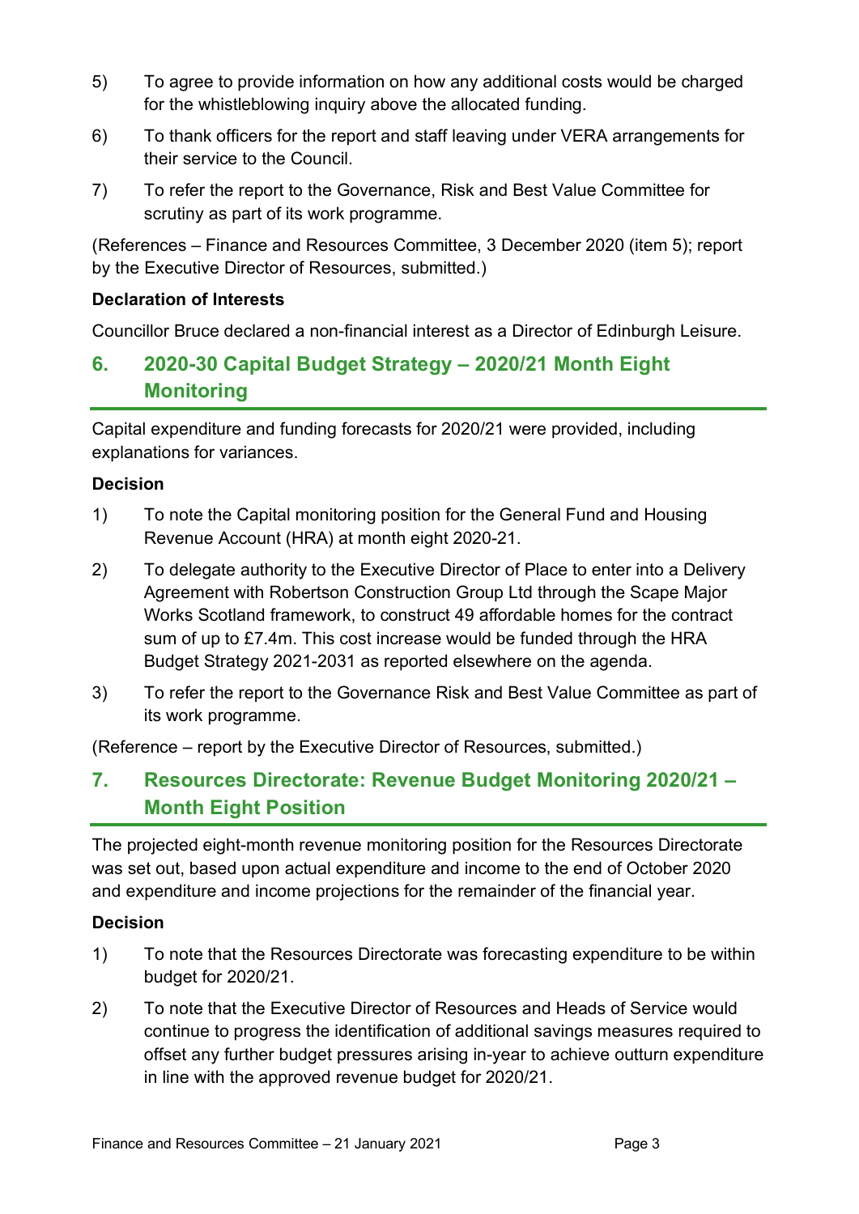5) To agree to provide information on how any additional costs would be charged for the whistleblowing inquiry above the allocated funding.

6) To thank officers for the report and staff leaving under VERA arrangements for their service to the Council.

7) To refer the report to the Governance, Risk and Best Value Committee for scrutiny as part of its work programme.

(References – Finance and Resources Committee, 3 December 2020 (item 5); report by the Executive Director of Resources, submitted.)

**Declaration of Interests**

Councillor Bruce declared a non-financial interest as a Director of Edinburgh Leisure.

## 6. 2020-30 Capital Budget Strategy – 2020/21 Month Eight Monitoring

Capital expenditure and funding forecasts for 2020/21 were provided, including explanations for variances.

**Decision**

1) To note the Capital monitoring position for the General Fund and Housing Revenue Account (HRA) at month eight 2020-21.

2) To delegate authority to the Executive Director of Place to enter into a Delivery Agreement with Robertson Construction Group Ltd through the Scape Major Works Scotland framework, to construct 49 affordable homes for the contract sum of up to £7.4m. This cost increase would be funded through the HRA Budget Strategy 2021-2031 as reported elsewhere on the agenda.

3) To refer the report to the Governance Risk and Best Value Committee as part of its work programme.

(Reference – report by the Executive Director of Resources, submitted.)

## 7. Resources Directorate: Revenue Budget Monitoring 2020/21 – Month Eight Position

The projected eight-month revenue monitoring position for the Resources Directorate was set out, based upon actual expenditure and income to the end of October 2020 and expenditure and income projections for the remainder of the financial year.

**Decision**

1) To note that the Resources Directorate was forecasting expenditure to be within budget for 2020/21.

2) To note that the Executive Director of Resources and Heads of Service would continue to progress the identification of additional savings measures required to offset any further budget pressures arising in-year to achieve outturn expenditure in line with the approved revenue budget for 2020/21.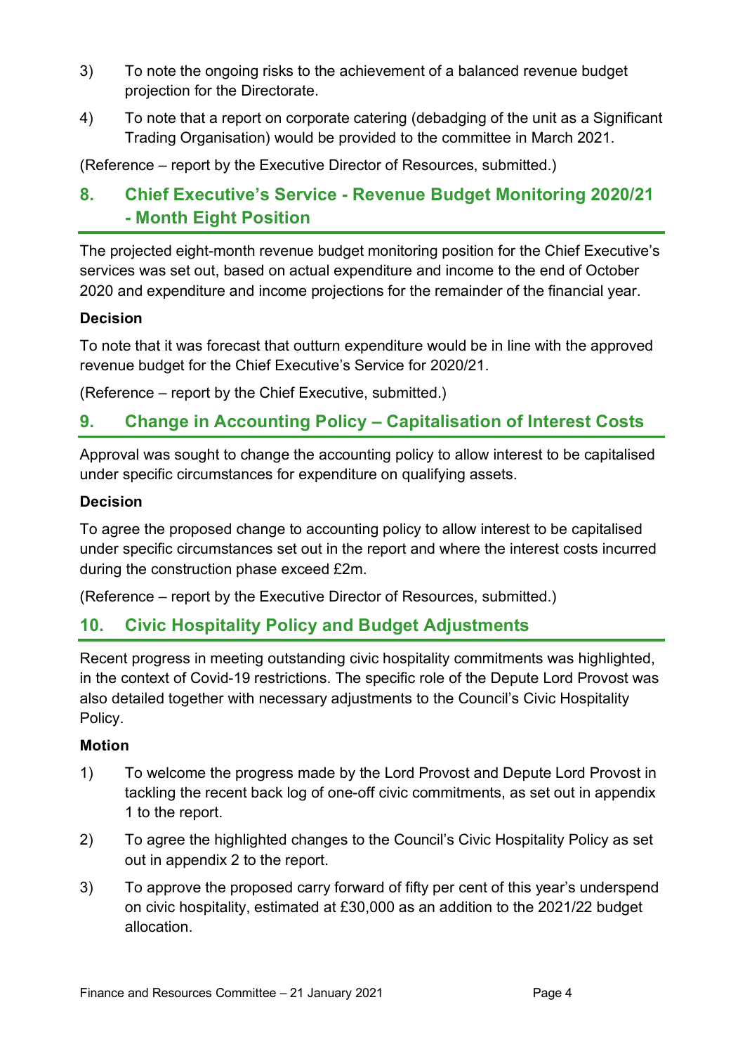3) To note the ongoing risks to the achievement of a balanced revenue budget projection for the Directorate.

4) To note that a report on corporate catering (debadging of the unit as a Significant Trading Organisation) would be provided to the committee in March 2021.

(Reference – report by the Executive Director of Resources, submitted.)

## 8. Chief Executive's Service - Revenue Budget Monitoring 2020/21 - Month Eight Position

The projected eight-month revenue budget monitoring position for the Chief Executive's services was set out, based on actual expenditure and income to the end of October 2020 and expenditure and income projections for the remainder of the financial year.

**Decision**

To note that it was forecast that outturn expenditure would be in line with the approved revenue budget for the Chief Executive's Service for 2020/21.

(Reference – report by the Chief Executive, submitted.)

## 9. Change in Accounting Policy – Capitalisation of Interest Costs

Approval was sought to change the accounting policy to allow interest to be capitalised under specific circumstances for expenditure on qualifying assets.

**Decision**

To agree the proposed change to accounting policy to allow interest to be capitalised under specific circumstances set out in the report and where the interest costs incurred during the construction phase exceed £2m.

(Reference – report by the Executive Director of Resources, submitted.)

## 10. Civic Hospitality Policy and Budget Adjustments

Recent progress in meeting outstanding civic hospitality commitments was highlighted, in the context of Covid-19 restrictions. The specific role of the Depute Lord Provost was also detailed together with necessary adjustments to the Council's Civic Hospitality Policy.

**Motion**

1) To welcome the progress made by the Lord Provost and Depute Lord Provost in tackling the recent back log of one-off civic commitments, as set out in appendix 1 to the report.

2) To agree the highlighted changes to the Council's Civic Hospitality Policy as set out in appendix 2 to the report.

3) To approve the proposed carry forward of fifty per cent of this year's underspend on civic hospitality, estimated at £30,000 as an addition to the 2021/22 budget allocation.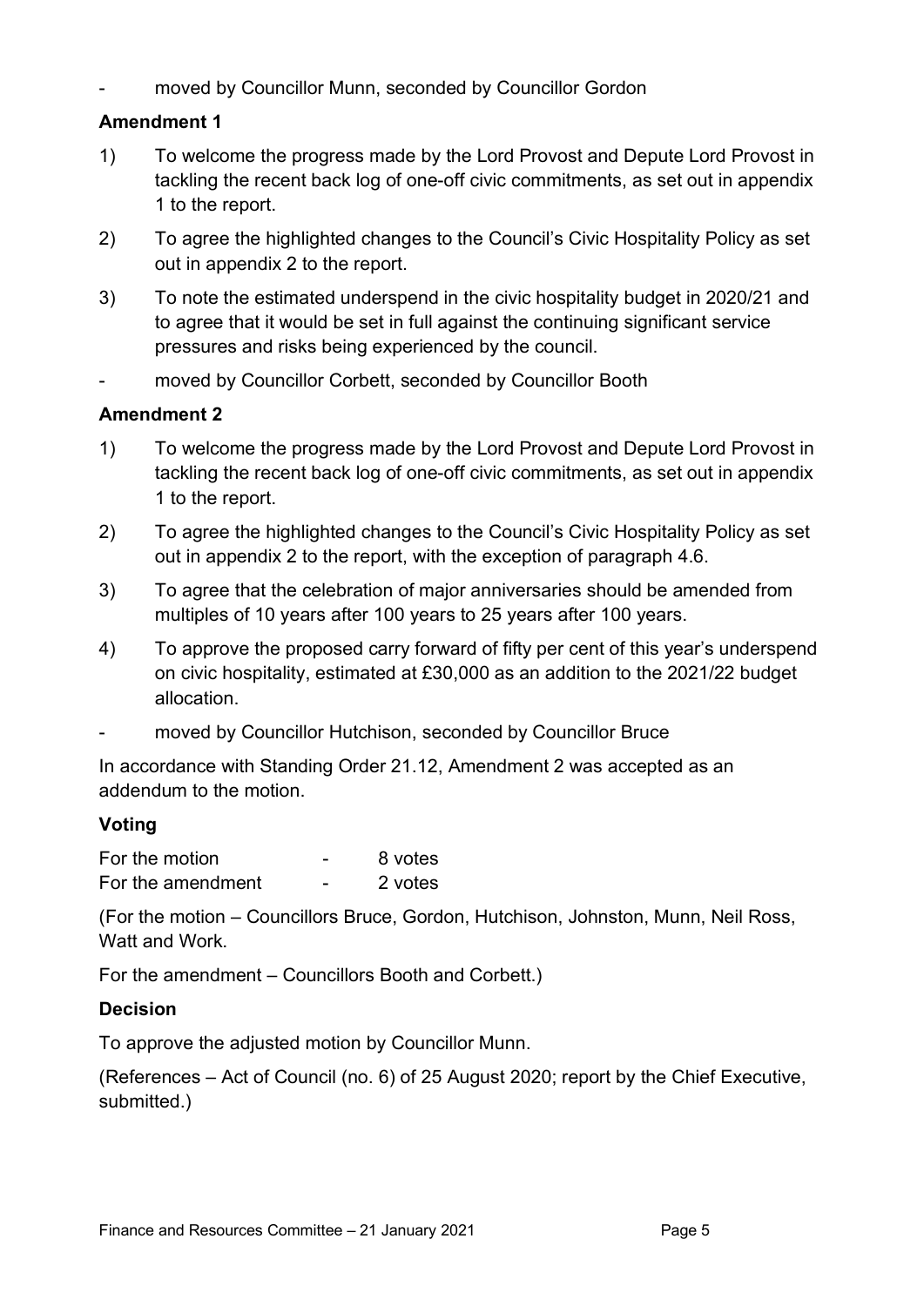- moved by Councillor Munn, seconded by Councillor Gordon

### Amendment 1

1) To welcome the progress made by the Lord Provost and Depute Lord Provost in tackling the recent back log of one-off civic commitments, as set out in appendix 1 to the report.

2) To agree the highlighted changes to the Council's Civic Hospitality Policy as set out in appendix 2 to the report.

3) To note the estimated underspend in the civic hospitality budget in 2020/21 and to agree that it would be set in full against the continuing significant service pressures and risks being experienced by the council.

- moved by Councillor Corbett, seconded by Councillor Booth

### Amendment 2

1) To welcome the progress made by the Lord Provost and Depute Lord Provost in tackling the recent back log of one-off civic commitments, as set out in appendix 1 to the report.

2) To agree the highlighted changes to the Council's Civic Hospitality Policy as set out in appendix 2 to the report, with the exception of paragraph 4.6.

3) To agree that the celebration of major anniversaries should be amended from multiples of 10 years after 100 years to 25 years after 100 years.

4) To approve the proposed carry forward of fifty per cent of this year's underspend on civic hospitality, estimated at £30,000 as an addition to the 2021/22 budget allocation.

- moved by Councillor Hutchison, seconded by Councillor Bruce

In accordance with Standing Order 21.12, Amendment 2 was accepted as an addendum to the motion.

### Voting

| | | |
|---|---|---|
| For the motion | - | 8 votes |
| For the amendment | - | 2 votes |

(For the motion – Councillors Bruce, Gordon, Hutchison, Johnston, Munn, Neil Ross, Watt and Work.

For the amendment – Councillors Booth and Corbett.)

### Decision

To approve the adjusted motion by Councillor Munn.

(References – Act of Council (no. 6) of 25 August 2020; report by the Chief Executive, submitted.)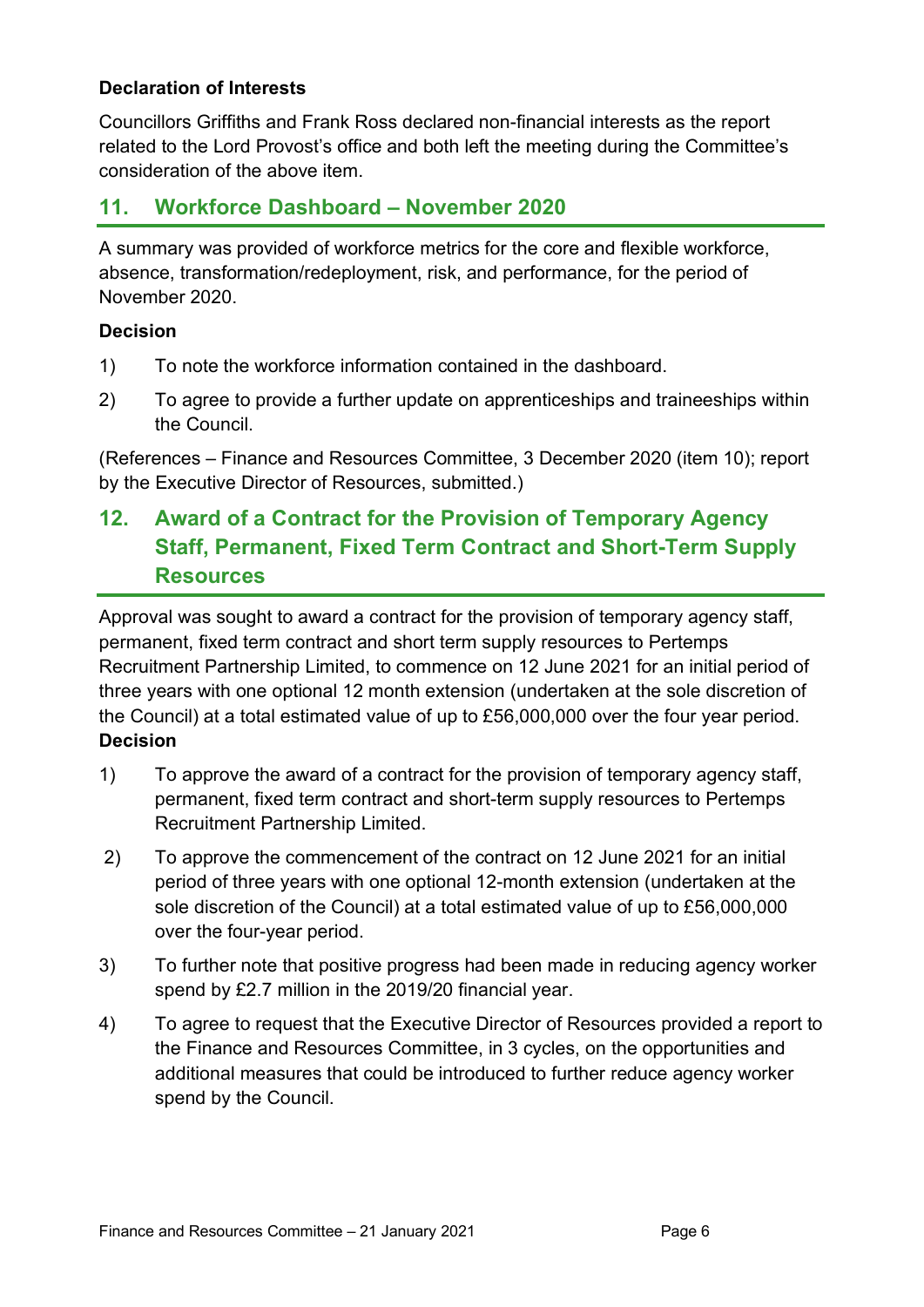**Declaration of Interests**

Councillors Griffiths and Frank Ross declared non-financial interests as the report related to the Lord Provost's office and both left the meeting during the Committee's consideration of the above item.

## 11. Workforce Dashboard – November 2020

A summary was provided of workforce metrics for the core and flexible workforce, absence, transformation/redeployment, risk, and performance, for the period of November 2020.

**Decision**

1) To note the workforce information contained in the dashboard.

2) To agree to provide a further update on apprenticeships and traineeships within the Council.

(References – Finance and Resources Committee, 3 December 2020 (item 10); report by the Executive Director of Resources, submitted.)

## 12. Award of a Contract for the Provision of Temporary Agency Staff, Permanent, Fixed Term Contract and Short-Term Supply Resources

Approval was sought to award a contract for the provision of temporary agency staff, permanent, fixed term contract and short term supply resources to Pertemps Recruitment Partnership Limited, to commence on 12 June 2021 for an initial period of three years with one optional 12 month extension (undertaken at the sole discretion of the Council) at a total estimated value of up to £56,000,000 over the four year period.

**Decision**

1) To approve the award of a contract for the provision of temporary agency staff, permanent, fixed term contract and short-term supply resources to Pertemps Recruitment Partnership Limited.

2) To approve the commencement of the contract on 12 June 2021 for an initial period of three years with one optional 12-month extension (undertaken at the sole discretion of the Council) at a total estimated value of up to £56,000,000 over the four-year period.

3) To further note that positive progress had been made in reducing agency worker spend by £2.7 million in the 2019/20 financial year.

4) To agree to request that the Executive Director of Resources provided a report to the Finance and Resources Committee, in 3 cycles, on the opportunities and additional measures that could be introduced to further reduce agency worker spend by the Council.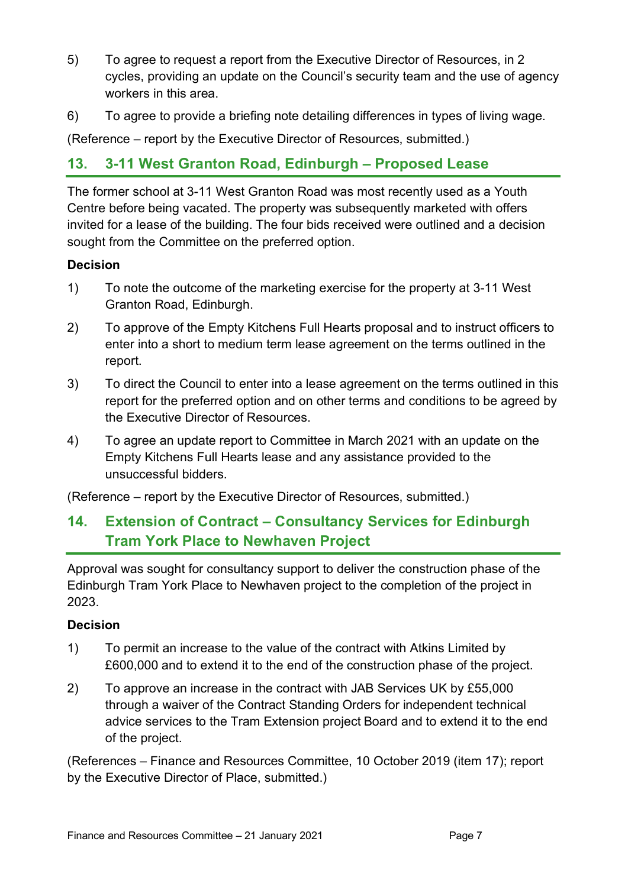5) To agree to request a report from the Executive Director of Resources, in 2 cycles, providing an update on the Council's security team and the use of agency workers in this area.

6) To agree to provide a briefing note detailing differences in types of living wage.

(Reference – report by the Executive Director of Resources, submitted.)

## 13. 3-11 West Granton Road, Edinburgh – Proposed Lease

The former school at 3-11 West Granton Road was most recently used as a Youth Centre before being vacated. The property was subsequently marketed with offers invited for a lease of the building. The four bids received were outlined and a decision sought from the Committee on the preferred option.

**Decision**

1) To note the outcome of the marketing exercise for the property at 3-11 West Granton Road, Edinburgh.

2) To approve of the Empty Kitchens Full Hearts proposal and to instruct officers to enter into a short to medium term lease agreement on the terms outlined in the report.

3) To direct the Council to enter into a lease agreement on the terms outlined in this report for the preferred option and on other terms and conditions to be agreed by the Executive Director of Resources.

4) To agree an update report to Committee in March 2021 with an update on the Empty Kitchens Full Hearts lease and any assistance provided to the unsuccessful bidders.

(Reference – report by the Executive Director of Resources, submitted.)

## 14. Extension of Contract – Consultancy Services for Edinburgh Tram York Place to Newhaven Project

Approval was sought for consultancy support to deliver the construction phase of the Edinburgh Tram York Place to Newhaven project to the completion of the project in 2023.

**Decision**

1) To permit an increase to the value of the contract with Atkins Limited by £600,000 and to extend it to the end of the construction phase of the project.

2) To approve an increase in the contract with JAB Services UK by £55,000 through a waiver of the Contract Standing Orders for independent technical advice services to the Tram Extension project Board and to extend it to the end of the project.

(References – Finance and Resources Committee, 10 October 2019 (item 17); report by the Executive Director of Place, submitted.)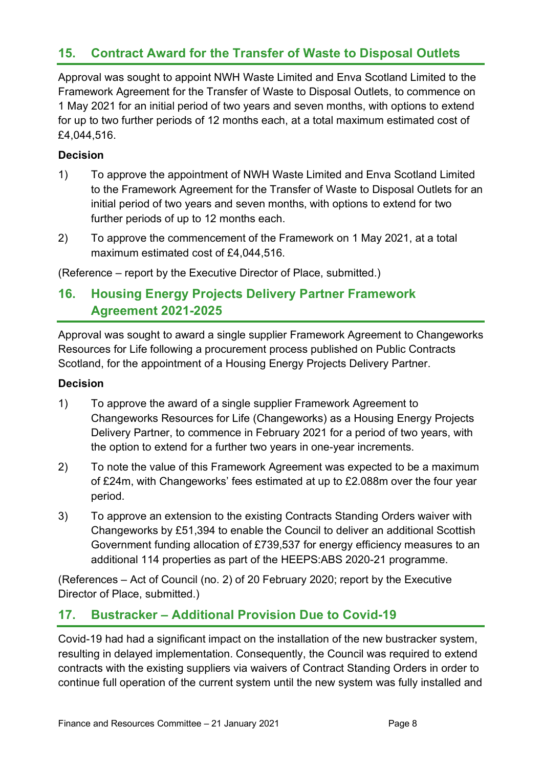## 15. Contract Award for the Transfer of Waste to Disposal Outlets

Approval was sought to appoint NWH Waste Limited and Enva Scotland Limited to the Framework Agreement for the Transfer of Waste to Disposal Outlets, to commence on 1 May 2021 for an initial period of two years and seven months, with options to extend for up to two further periods of 12 months each, at a total maximum estimated cost of £4,044,516.

**Decision**

1) To approve the appointment of NWH Waste Limited and Enva Scotland Limited to the Framework Agreement for the Transfer of Waste to Disposal Outlets for an initial period of two years and seven months, with options to extend for two further periods of up to 12 months each.

2) To approve the commencement of the Framework on 1 May 2021, at a total maximum estimated cost of £4,044,516.

(Reference – report by the Executive Director of Place, submitted.)

## 16. Housing Energy Projects Delivery Partner Framework Agreement 2021-2025

Approval was sought to award a single supplier Framework Agreement to Changeworks Resources for Life following a procurement process published on Public Contracts Scotland, for the appointment of a Housing Energy Projects Delivery Partner.

**Decision**

1) To approve the award of a single supplier Framework Agreement to Changeworks Resources for Life (Changeworks) as a Housing Energy Projects Delivery Partner, to commence in February 2021 for a period of two years, with the option to extend for a further two years in one-year increments.

2) To note the value of this Framework Agreement was expected to be a maximum of £24m, with Changeworks' fees estimated at up to £2.088m over the four year period.

3) To approve an extension to the existing Contracts Standing Orders waiver with Changeworks by £51,394 to enable the Council to deliver an additional Scottish Government funding allocation of £739,537 for energy efficiency measures to an additional 114 properties as part of the HEEPS:ABS 2020-21 programme.

(References – Act of Council (no. 2) of 20 February 2020; report by the Executive Director of Place, submitted.)

## 17. Bustracker – Additional Provision Due to Covid-19

Covid-19 had had a significant impact on the installation of the new bustracker system, resulting in delayed implementation. Consequently, the Council was required to extend contracts with the existing suppliers via waivers of Contract Standing Orders in order to continue full operation of the current system until the new system was fully installed and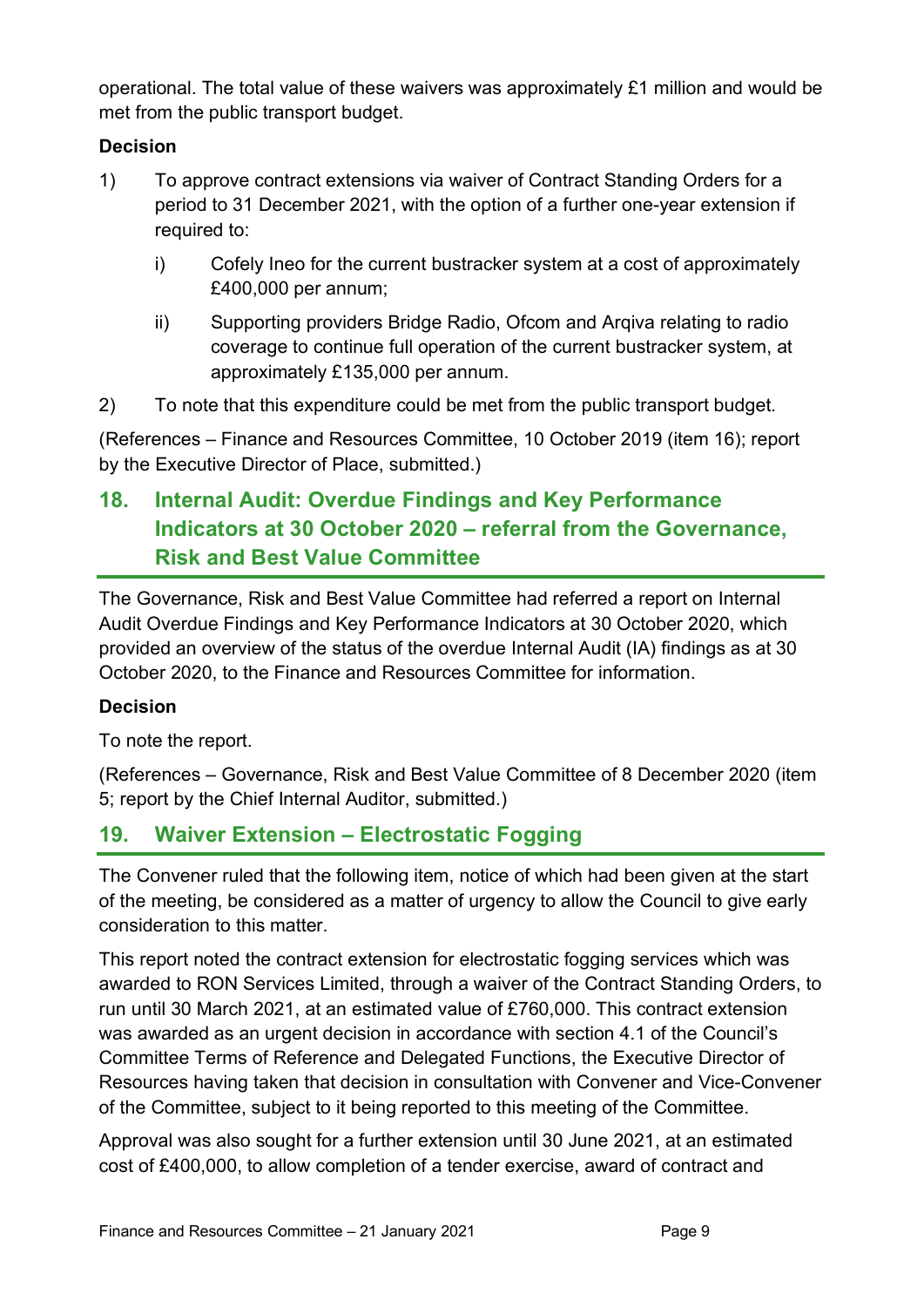operational. The total value of these waivers was approximately £1 million and would be met from the public transport budget.

**Decision**

1) To approve contract extensions via waiver of Contract Standing Orders for a period to 31 December 2021, with the option of a further one-year extension if required to:

   i) Cofely Ineo for the current bustracker system at a cost of approximately £400,000 per annum;

   ii) Supporting providers Bridge Radio, Ofcom and Arqiva relating to radio coverage to continue full operation of the current bustracker system, at approximately £135,000 per annum.

2) To note that this expenditure could be met from the public transport budget.

(References – Finance and Resources Committee, 10 October 2019 (item 16); report by the Executive Director of Place, submitted.)

## 18. Internal Audit: Overdue Findings and Key Performance Indicators at 30 October 2020 – referral from the Governance, Risk and Best Value Committee

The Governance, Risk and Best Value Committee had referred a report on Internal Audit Overdue Findings and Key Performance Indicators at 30 October 2020, which provided an overview of the status of the overdue Internal Audit (IA) findings as at 30 October 2020, to the Finance and Resources Committee for information.

**Decision**

To note the report.

(References – Governance, Risk and Best Value Committee of 8 December 2020 (item 5; report by the Chief Internal Auditor, submitted.)

## 19. Waiver Extension – Electrostatic Fogging

The Convener ruled that the following item, notice of which had been given at the start of the meeting, be considered as a matter of urgency to allow the Council to give early consideration to this matter.

This report noted the contract extension for electrostatic fogging services which was awarded to RON Services Limited, through a waiver of the Contract Standing Orders, to run until 30 March 2021, at an estimated value of £760,000. This contract extension was awarded as an urgent decision in accordance with section 4.1 of the Council's Committee Terms of Reference and Delegated Functions, the Executive Director of Resources having taken that decision in consultation with Convener and Vice-Convener of the Committee, subject to it being reported to this meeting of the Committee.

Approval was also sought for a further extension until 30 June 2021, at an estimated cost of £400,000, to allow completion of a tender exercise, award of contract and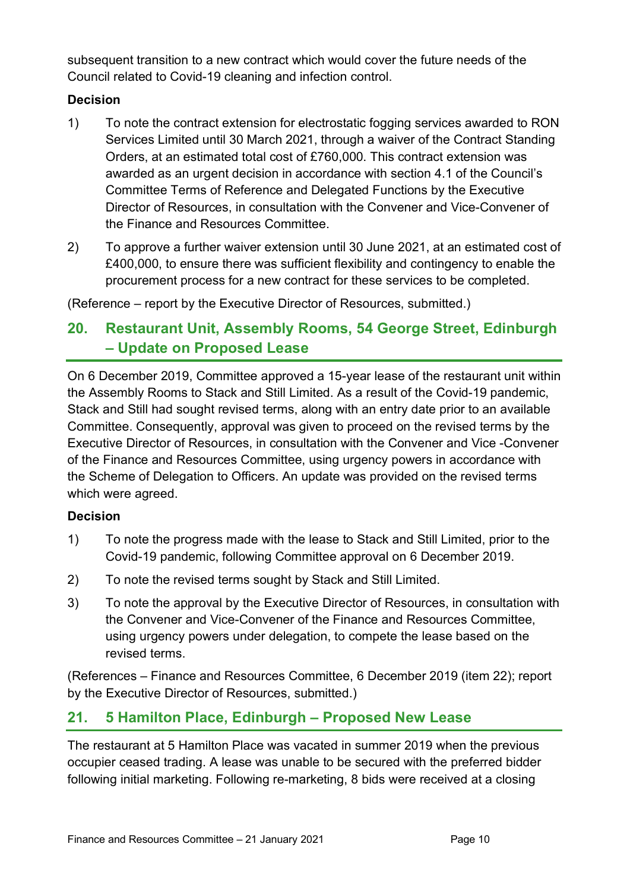subsequent transition to a new contract which would cover the future needs of the Council related to Covid-19 cleaning and infection control.

**Decision**

1) To note the contract extension for electrostatic fogging services awarded to RON Services Limited until 30 March 2021, through a waiver of the Contract Standing Orders, at an estimated total cost of £760,000. This contract extension was awarded as an urgent decision in accordance with section 4.1 of the Council's Committee Terms of Reference and Delegated Functions by the Executive Director of Resources, in consultation with the Convener and Vice-Convener of the Finance and Resources Committee.

2) To approve a further waiver extension until 30 June 2021, at an estimated cost of £400,000, to ensure there was sufficient flexibility and contingency to enable the procurement process for a new contract for these services to be completed.

(Reference – report by the Executive Director of Resources, submitted.)

## 20. Restaurant Unit, Assembly Rooms, 54 George Street, Edinburgh – Update on Proposed Lease

On 6 December 2019, Committee approved a 15-year lease of the restaurant unit within the Assembly Rooms to Stack and Still Limited. As a result of the Covid-19 pandemic, Stack and Still had sought revised terms, along with an entry date prior to an available Committee. Consequently, approval was given to proceed on the revised terms by the Executive Director of Resources, in consultation with the Convener and Vice -Convener of the Finance and Resources Committee, using urgency powers in accordance with the Scheme of Delegation to Officers. An update was provided on the revised terms which were agreed.

**Decision**

1) To note the progress made with the lease to Stack and Still Limited, prior to the Covid-19 pandemic, following Committee approval on 6 December 2019.

2) To note the revised terms sought by Stack and Still Limited.

3) To note the approval by the Executive Director of Resources, in consultation with the Convener and Vice-Convener of the Finance and Resources Committee, using urgency powers under delegation, to compete the lease based on the revised terms.

(References – Finance and Resources Committee, 6 December 2019 (item 22); report by the Executive Director of Resources, submitted.)

## 21. 5 Hamilton Place, Edinburgh – Proposed New Lease

The restaurant at 5 Hamilton Place was vacated in summer 2019 when the previous occupier ceased trading. A lease was unable to be secured with the preferred bidder following initial marketing. Following re-marketing, 8 bids were received at a closing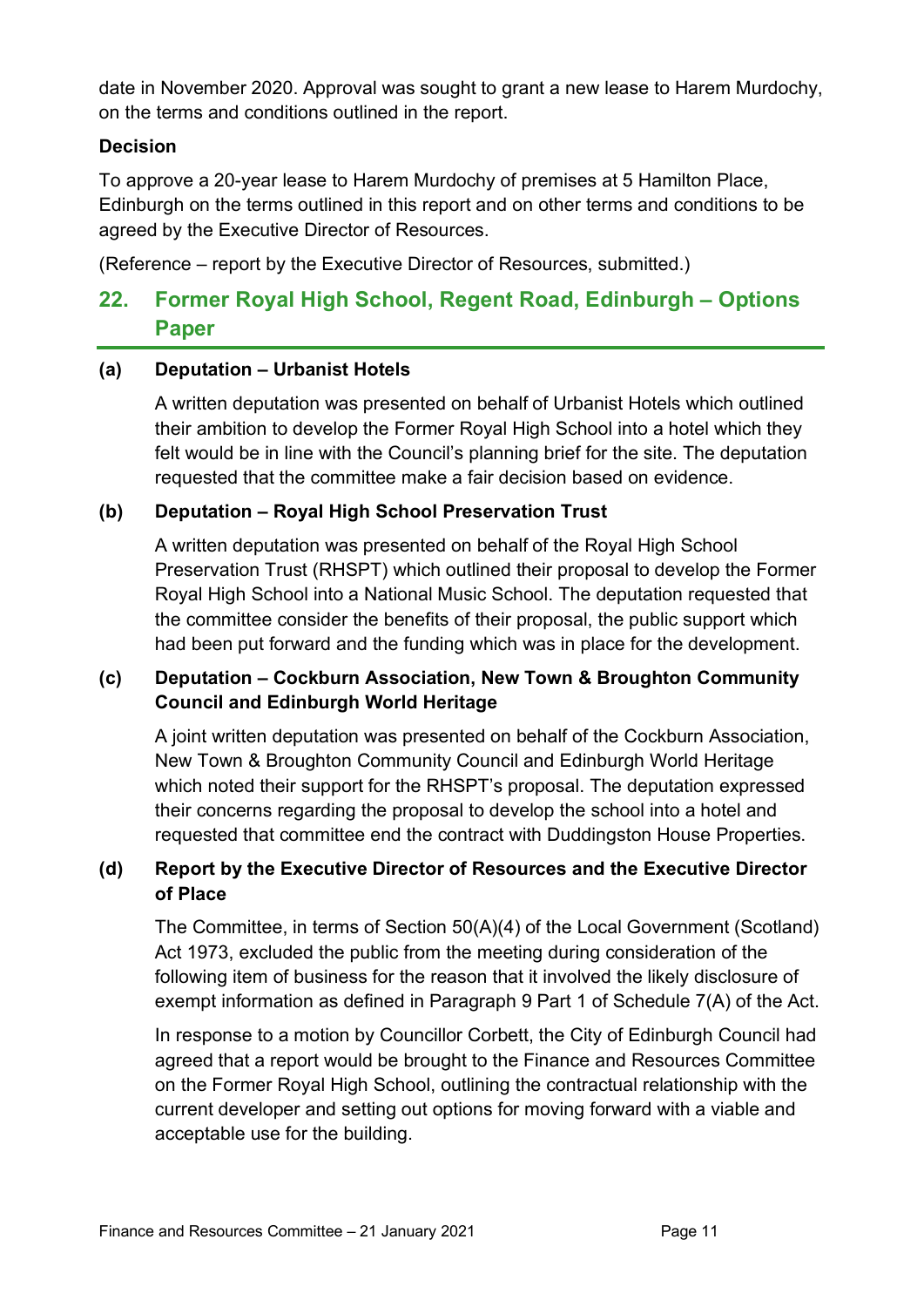date in November 2020. Approval was sought to grant a new lease to Harem Murdochy, on the terms and conditions outlined in the report.

**Decision**

To approve a 20-year lease to Harem Murdochy of premises at 5 Hamilton Place, Edinburgh on the terms outlined in this report and on other terms and conditions to be agreed by the Executive Director of Resources.

(Reference – report by the Executive Director of Resources, submitted.)

## 22. Former Royal High School, Regent Road, Edinburgh – Options Paper

**(a) Deputation – Urbanist Hotels**

A written deputation was presented on behalf of Urbanist Hotels which outlined their ambition to develop the Former Royal High School into a hotel which they felt would be in line with the Council's planning brief for the site. The deputation requested that the committee make a fair decision based on evidence.

**(b) Deputation – Royal High School Preservation Trust**

A written deputation was presented on behalf of the Royal High School Preservation Trust (RHSPT) which outlined their proposal to develop the Former Royal High School into a National Music School. The deputation requested that the committee consider the benefits of their proposal, the public support which had been put forward and the funding which was in place for the development.

**(c) Deputation – Cockburn Association, New Town & Broughton Community Council and Edinburgh World Heritage**

A joint written deputation was presented on behalf of the Cockburn Association, New Town & Broughton Community Council and Edinburgh World Heritage which noted their support for the RHSPT's proposal. The deputation expressed their concerns regarding the proposal to develop the school into a hotel and requested that committee end the contract with Duddingston House Properties.

**(d) Report by the Executive Director of Resources and the Executive Director of Place**

The Committee, in terms of Section 50(A)(4) of the Local Government (Scotland) Act 1973, excluded the public from the meeting during consideration of the following item of business for the reason that it involved the likely disclosure of exempt information as defined in Paragraph 9 Part 1 of Schedule 7(A) of the Act.

In response to a motion by Councillor Corbett, the City of Edinburgh Council had agreed that a report would be brought to the Finance and Resources Committee on the Former Royal High School, outlining the contractual relationship with the current developer and setting out options for moving forward with a viable and acceptable use for the building.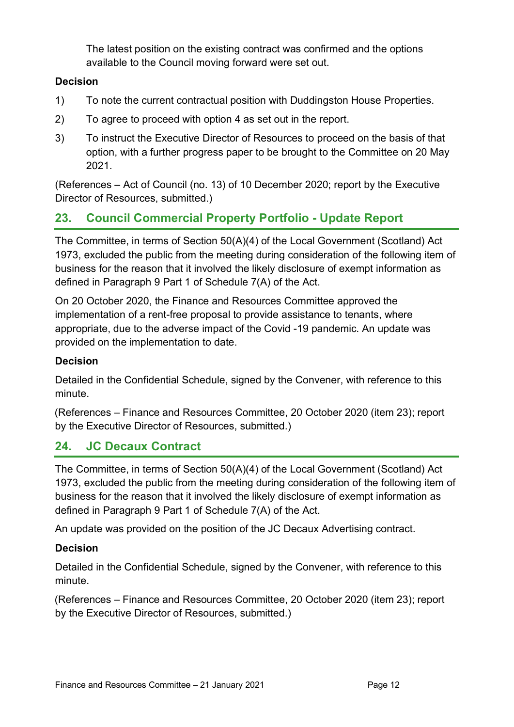The latest position on the existing contract was confirmed and the options available to the Council moving forward were set out.

**Decision**

1) To note the current contractual position with Duddingston House Properties.
2) To agree to proceed with option 4 as set out in the report.
3) To instruct the Executive Director of Resources to proceed on the basis of that option, with a further progress paper to be brought to the Committee on 20 May 2021.

(References – Act of Council (no. 13) of 10 December 2020; report by the Executive Director of Resources, submitted.)

## 23. Council Commercial Property Portfolio - Update Report

The Committee, in terms of Section 50(A)(4) of the Local Government (Scotland) Act 1973, excluded the public from the meeting during consideration of the following item of business for the reason that it involved the likely disclosure of exempt information as defined in Paragraph 9 Part 1 of Schedule 7(A) of the Act.

On 20 October 2020, the Finance and Resources Committee approved the implementation of a rent-free proposal to provide assistance to tenants, where appropriate, due to the adverse impact of the Covid -19 pandemic. An update was provided on the implementation to date.

**Decision**

Detailed in the Confidential Schedule, signed by the Convener, with reference to this minute.

(References – Finance and Resources Committee, 20 October 2020 (item 23); report by the Executive Director of Resources, submitted.)

## 24. JC Decaux Contract

The Committee, in terms of Section 50(A)(4) of the Local Government (Scotland) Act 1973, excluded the public from the meeting during consideration of the following item of business for the reason that it involved the likely disclosure of exempt information as defined in Paragraph 9 Part 1 of Schedule 7(A) of the Act.

An update was provided on the position of the JC Decaux Advertising contract.

**Decision**

Detailed in the Confidential Schedule, signed by the Convener, with reference to this minute.

(References – Finance and Resources Committee, 20 October 2020 (item 23); report by the Executive Director of Resources, submitted.)